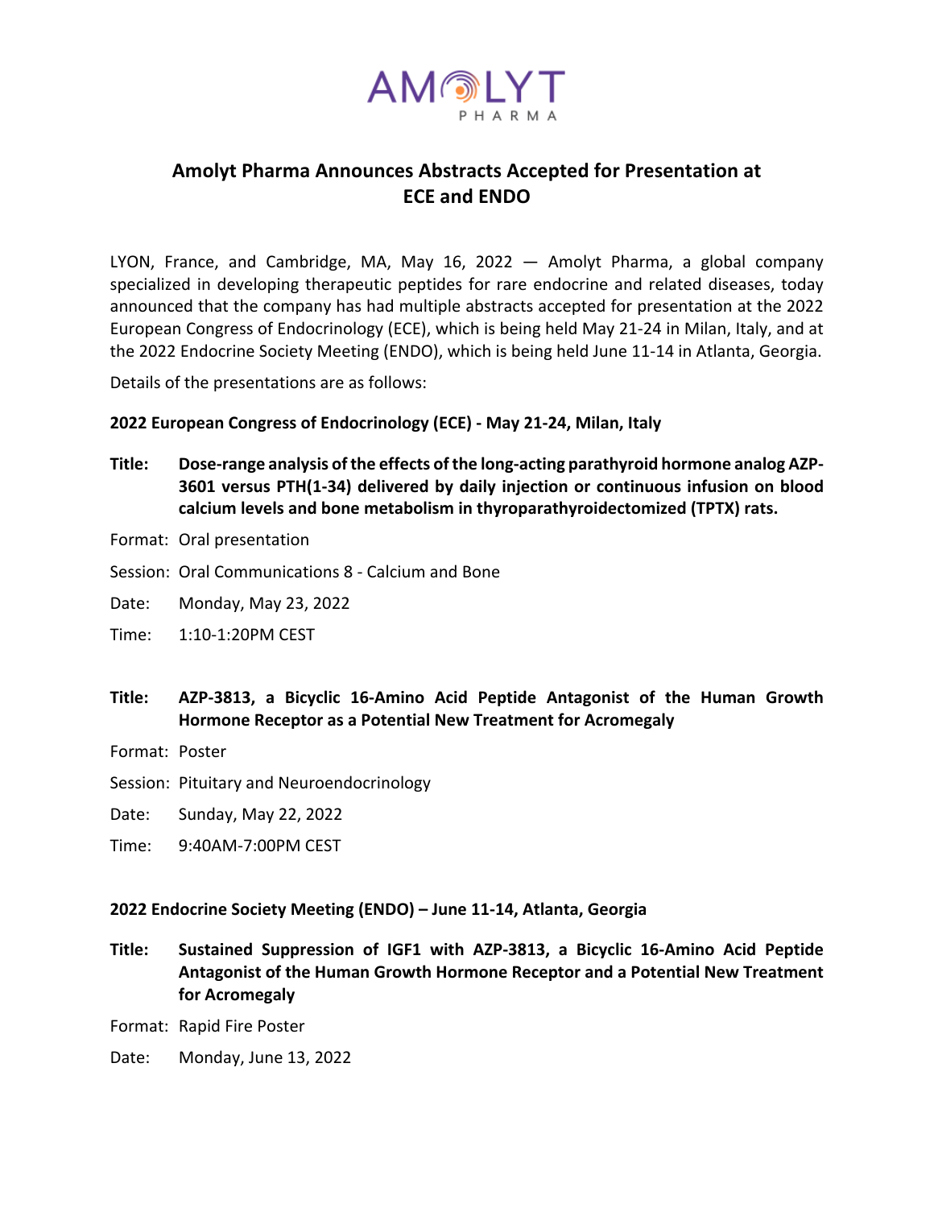# Amolyt Pharma Announces Abstracts Accepted for Presentation at ECE and ENDO

LYON, France, and Cambridge, MA, May 16, 2022 — Amolyt Pharma, a global company specialized in developing therapeutic peptides for rare endocrine and related diseases, today announced that the company has had multiple abstracts accepted for presentation at the 2022 European Congress of Endocrinology (ECE), which is being held May 21-24 in Milan, Italy, and at the 2022 Endocrine Society Meeting (ENDO), which is being held June 11-14 in Atlanta, Georgia.

Details of the presentations are as follows:

**2022 European Congress of Endocrinology (ECE) - May 21-24, Milan, Italy**

**Title: Dose-range analysis of the effects of the long-acting parathyroid hormone analog AZP-3601 versus PTH(1-34) delivered by daily injection or continuous infusion on blood calcium levels and bone metabolism in thyroparathyroidectomized (TPTX) rats.**

Format: Oral presentation

Session: Oral Communications 8 - Calcium and Bone

Date: Monday, May 23, 2022

Time: 1:10-1:20PM CEST

**Title: AZP-3813, a Bicyclic 16-Amino Acid Peptide Antagonist of the Human Growth Hormone Receptor as a Potential New Treatment for Acromegaly**

Format: Poster

Session: Pituitary and Neuroendocrinology

Date: Sunday, May 22, 2022

Time: 9:40AM-7:00PM CEST

**2022 Endocrine Society Meeting (ENDO) – June 11-14, Atlanta, Georgia**

**Title: Sustained Suppression of IGF1 with AZP-3813, a Bicyclic 16-Amino Acid Peptide Antagonist of the Human Growth Hormone Receptor and a Potential New Treatment for Acromegaly**

Format: Rapid Fire Poster

Date: Monday, June 13, 2022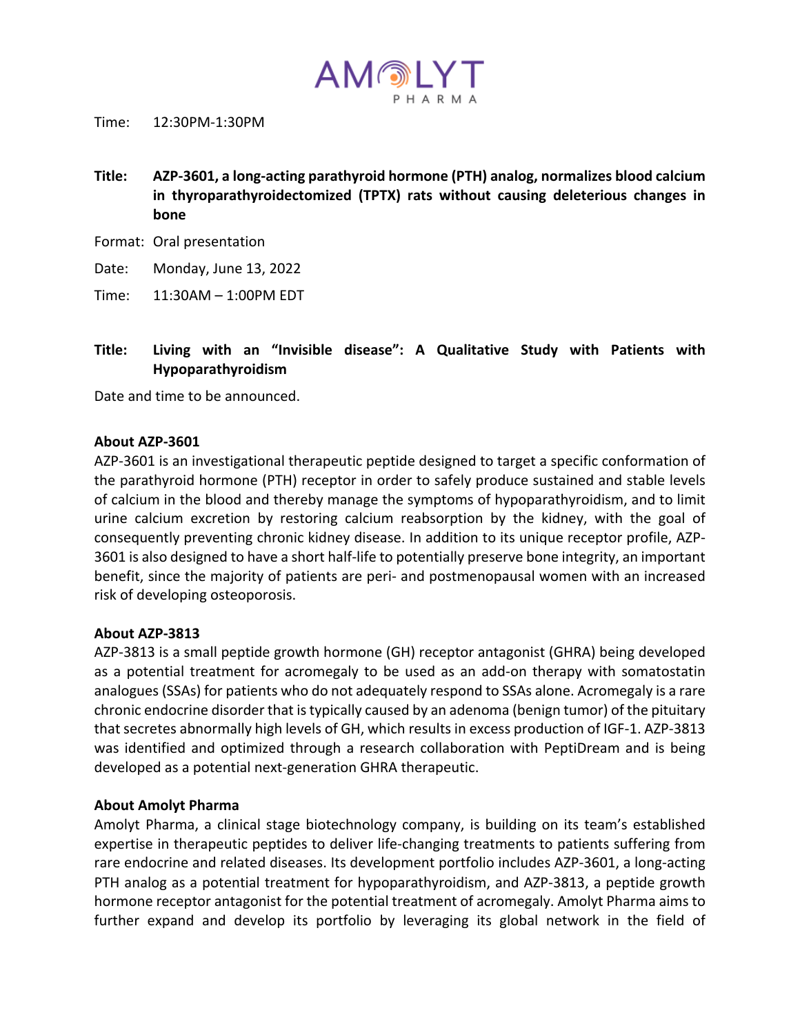Time: 12:30PM-1:30PM

**Title: AZP-3601, a long-acting parathyroid hormone (PTH) analog, normalizes blood calcium in thyroparathyroidectomized (TPTX) rats without causing deleterious changes in bone**

Format: Oral presentation

Date: Monday, June 13, 2022

Time: 11:30AM – 1:00PM EDT

**Title: Living with an "Invisible disease": A Qualitative Study with Patients with Hypoparathyroidism**

Date and time to be announced.

**About AZP-3601**

AZP-3601 is an investigational therapeutic peptide designed to target a specific conformation of the parathyroid hormone (PTH) receptor in order to safely produce sustained and stable levels of calcium in the blood and thereby manage the symptoms of hypoparathyroidism, and to limit urine calcium excretion by restoring calcium reabsorption by the kidney, with the goal of consequently preventing chronic kidney disease. In addition to its unique receptor profile, AZP-3601 is also designed to have a short half-life to potentially preserve bone integrity, an important benefit, since the majority of patients are peri- and postmenopausal women with an increased risk of developing osteoporosis.

**About AZP-3813**

AZP-3813 is a small peptide growth hormone (GH) receptor antagonist (GHRA) being developed as a potential treatment for acromegaly to be used as an add-on therapy with somatostatin analogues (SSAs) for patients who do not adequately respond to SSAs alone. Acromegaly is a rare chronic endocrine disorder that is typically caused by an adenoma (benign tumor) of the pituitary that secretes abnormally high levels of GH, which results in excess production of IGF-1. AZP-3813 was identified and optimized through a research collaboration with PeptiDream and is being developed as a potential next-generation GHRA therapeutic.

**About Amolyt Pharma**

Amolyt Pharma, a clinical stage biotechnology company, is building on its team's established expertise in therapeutic peptides to deliver life-changing treatments to patients suffering from rare endocrine and related diseases. Its development portfolio includes AZP-3601, a long-acting PTH analog as a potential treatment for hypoparathyroidism, and AZP-3813, a peptide growth hormone receptor antagonist for the potential treatment of acromegaly. Amolyt Pharma aims to further expand and develop its portfolio by leveraging its global network in the field of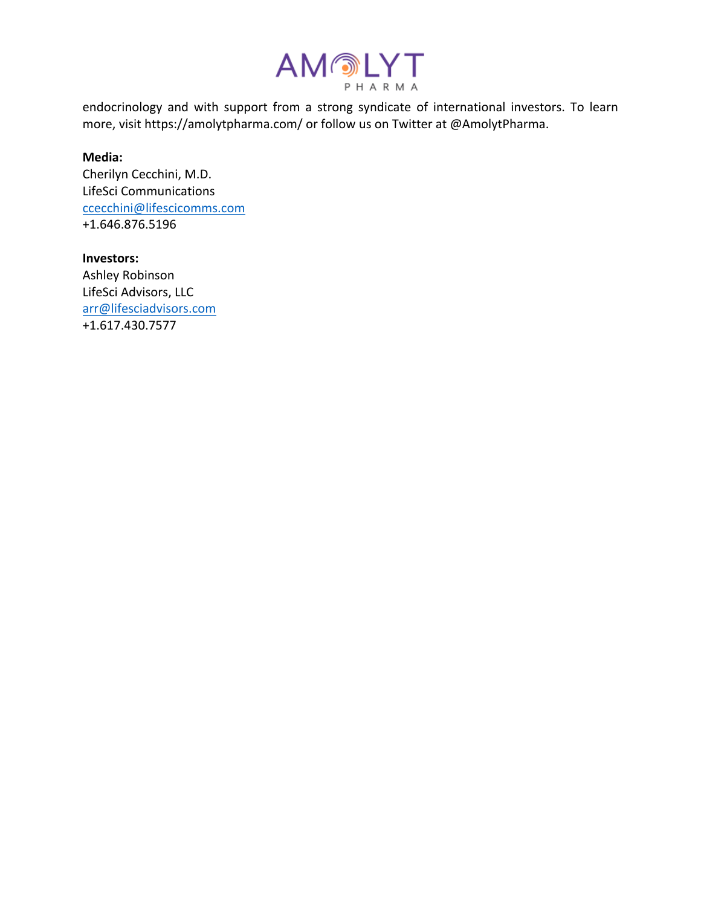endocrinology and with support from a strong syndicate of international investors. To learn more, visit https://amolytpharma.com/ or follow us on Twitter at @AmolytPharma.

**Media:**
Cherilyn Cecchini, M.D.
LifeSci Communications
ccecchini@lifescicomms.com
+1.646.876.5196

**Investors:**
Ashley Robinson
LifeSci Advisors, LLC
arr@lifesciadvisors.com
+1.617.430.7577